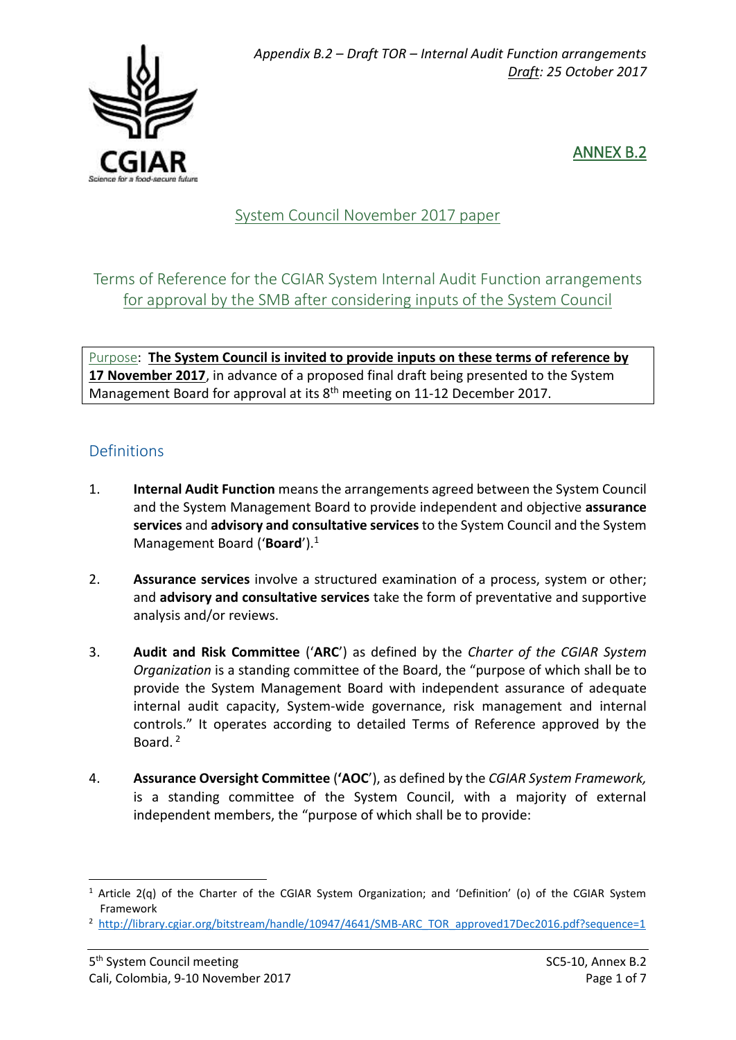*Appendix B.2 – Draft TOR – Internal Audit Function arrangements*
*Draft: 25 October 2017*

ANNEX B.2

System Council November 2017 paper

# Terms of Reference for the CGIAR System Internal Audit Function arrangements for approval by the SMB after considering inputs of the System Council

Purpose: **The System Council is invited to provide inputs on these terms of reference by 17 November 2017**, in advance of a proposed final draft being presented to the System Management Board for approval at its 8th meeting on 11-12 December 2017.

## Definitions

1. **Internal Audit Function** means the arrangements agreed between the System Council and the System Management Board to provide independent and objective **assurance services** and **advisory and consultative services** to the System Council and the System Management Board ('**Board**').[1]

2. **Assurance services** involve a structured examination of a process, system or other; and **advisory and consultative services** take the form of preventative and supportive analysis and/or reviews.

3. **Audit and Risk Committee** ('**ARC**') as defined by the *Charter of the CGIAR System Organization* is a standing committee of the Board, the "purpose of which shall be to provide the System Management Board with independent assurance of adequate internal audit capacity, System-wide governance, risk management and internal controls." It operates according to detailed Terms of Reference approved by the Board.[2]

4. **Assurance Oversight Committee** ('**AOC**'), as defined by the *CGIAR System Framework,* is a standing committee of the System Council, with a majority of external independent members, the "purpose of which shall be to provide:

---

[1] Article 2(q) of the Charter of the CGIAR System Organization; and 'Definition' (o) of the CGIAR System Framework

[2] http://library.cgiar.org/bitstream/handle/10947/4641/SMB-ARC_TOR_approved17Dec2016.pdf?sequence=1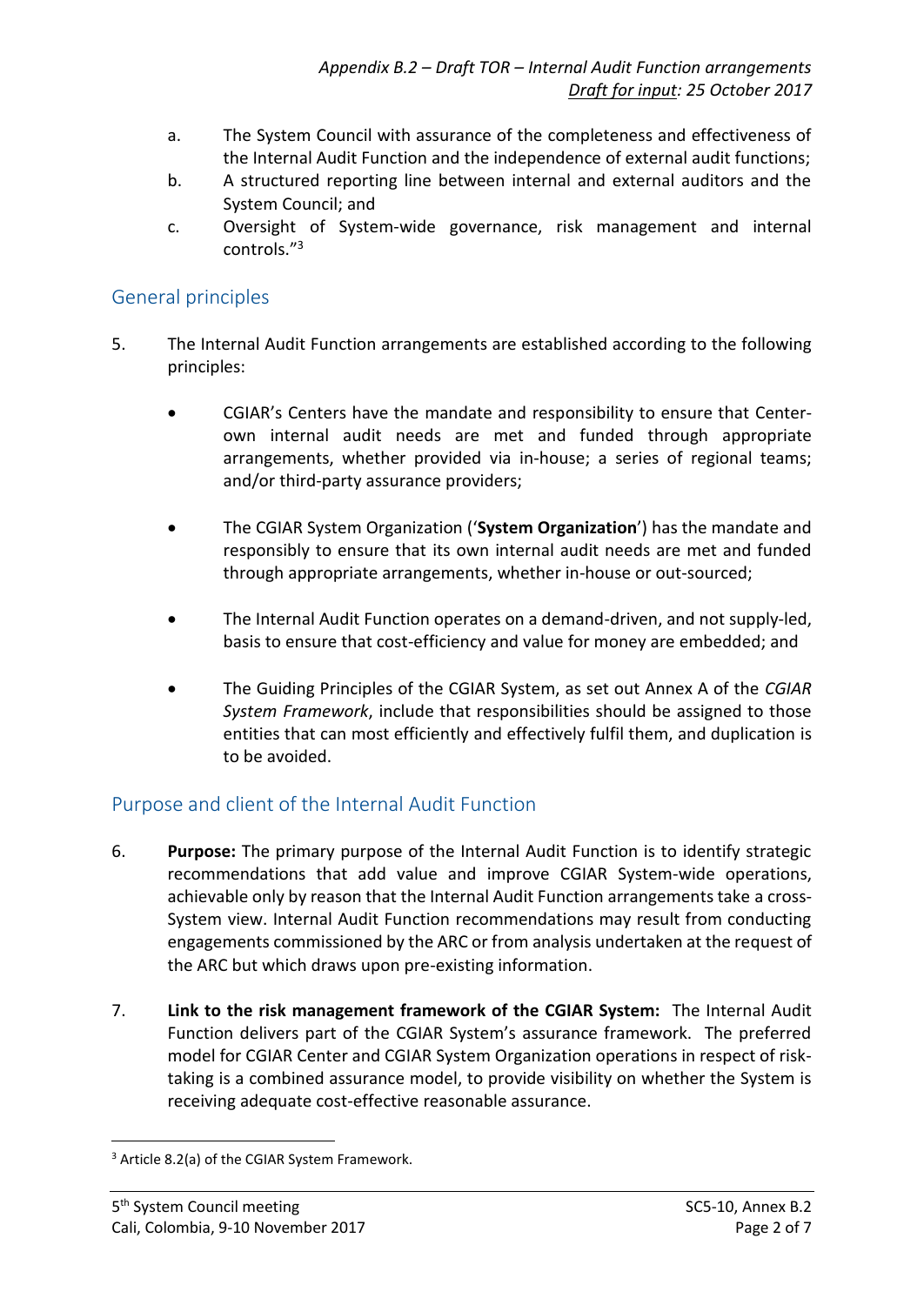a. The System Council with assurance of the completeness and effectiveness of the Internal Audit Function and the independence of external audit functions;
b. A structured reporting line between internal and external auditors and the System Council; and
c. Oversight of System-wide governance, risk management and internal controls."[3]

## General principles

5. The Internal Audit Function arrangements are established according to the following principles:

    - CGIAR's Centers have the mandate and responsibility to ensure that Center-own internal audit needs are met and funded through appropriate arrangements, whether provided via in-house; a series of regional teams; and/or third-party assurance providers;

    - The CGIAR System Organization ('**System Organization**') has the mandate and responsibly to ensure that its own internal audit needs are met and funded through appropriate arrangements, whether in-house or out-sourced;

    - The Internal Audit Function operates on a demand-driven, and not supply-led, basis to ensure that cost-efficiency and value for money are embedded; and

    - The Guiding Principles of the CGIAR System, as set out Annex A of the *CGIAR System Framework*, include that responsibilities should be assigned to those entities that can most efficiently and effectively fulfil them, and duplication is to be avoided.

## Purpose and client of the Internal Audit Function

6. **Purpose:** The primary purpose of the Internal Audit Function is to identify strategic recommendations that add value and improve CGIAR System-wide operations, achievable only by reason that the Internal Audit Function arrangements take a cross-System view. Internal Audit Function recommendations may result from conducting engagements commissioned by the ARC or from analysis undertaken at the request of the ARC but which draws upon pre-existing information.

7. **Link to the risk management framework of the CGIAR System:** The Internal Audit Function delivers part of the CGIAR System's assurance framework. The preferred model for CGIAR Center and CGIAR System Organization operations in respect of risk-taking is a combined assurance model, to provide visibility on whether the System is receiving adequate cost-effective reasonable assurance.

[3] Article 8.2(a) of the CGIAR System Framework.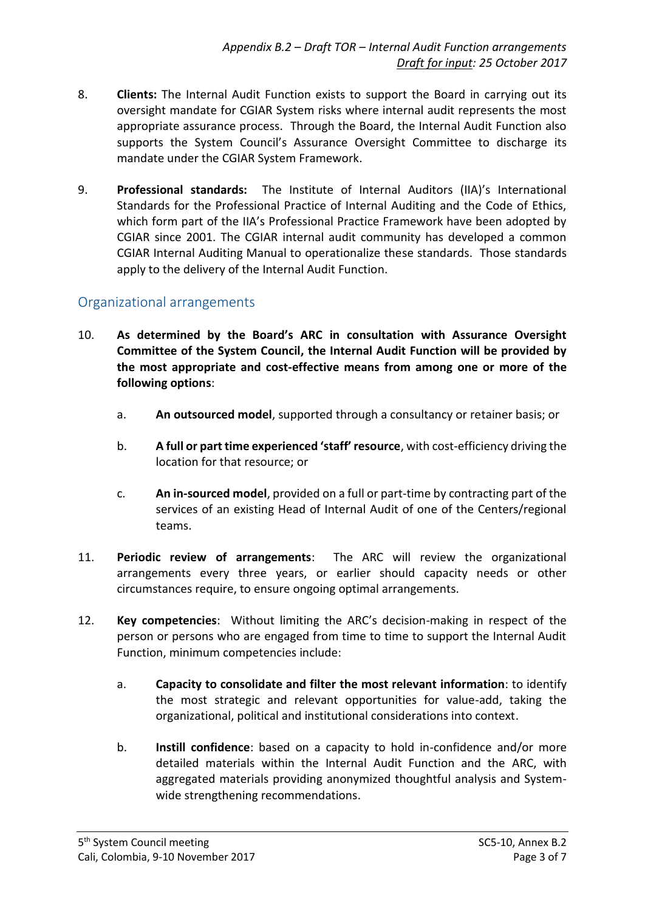8. **Clients:** The Internal Audit Function exists to support the Board in carrying out its oversight mandate for CGIAR System risks where internal audit represents the most appropriate assurance process. Through the Board, the Internal Audit Function also supports the System Council's Assurance Oversight Committee to discharge its mandate under the CGIAR System Framework.

9. **Professional standards:** The Institute of Internal Auditors (IIA)'s International Standards for the Professional Practice of Internal Auditing and the Code of Ethics, which form part of the IIA's Professional Practice Framework have been adopted by CGIAR since 2001. The CGIAR internal audit community has developed a common CGIAR Internal Auditing Manual to operationalize these standards. Those standards apply to the delivery of the Internal Audit Function.

## Organizational arrangements

10. **As determined by the Board's ARC in consultation with Assurance Oversight Committee of the System Council, the Internal Audit Function will be provided by the most appropriate and cost-effective means from among one or more of the following options**:

    a. **An outsourced model**, supported through a consultancy or retainer basis; or

    b. **A full or part time experienced 'staff' resource**, with cost-efficiency driving the location for that resource; or

    c. **An in-sourced model**, provided on a full or part-time by contracting part of the services of an existing Head of Internal Audit of one of the Centers/regional teams.

11. **Periodic review of arrangements**: The ARC will review the organizational arrangements every three years, or earlier should capacity needs or other circumstances require, to ensure ongoing optimal arrangements.

12. **Key competencies**: Without limiting the ARC's decision-making in respect of the person or persons who are engaged from time to time to support the Internal Audit Function, minimum competencies include:

    a. **Capacity to consolidate and filter the most relevant information**: to identify the most strategic and relevant opportunities for value-add, taking the organizational, political and institutional considerations into context.

    b. **Instill confidence**: based on a capacity to hold in-confidence and/or more detailed materials within the Internal Audit Function and the ARC, with aggregated materials providing anonymized thoughtful analysis and System-wide strengthening recommendations.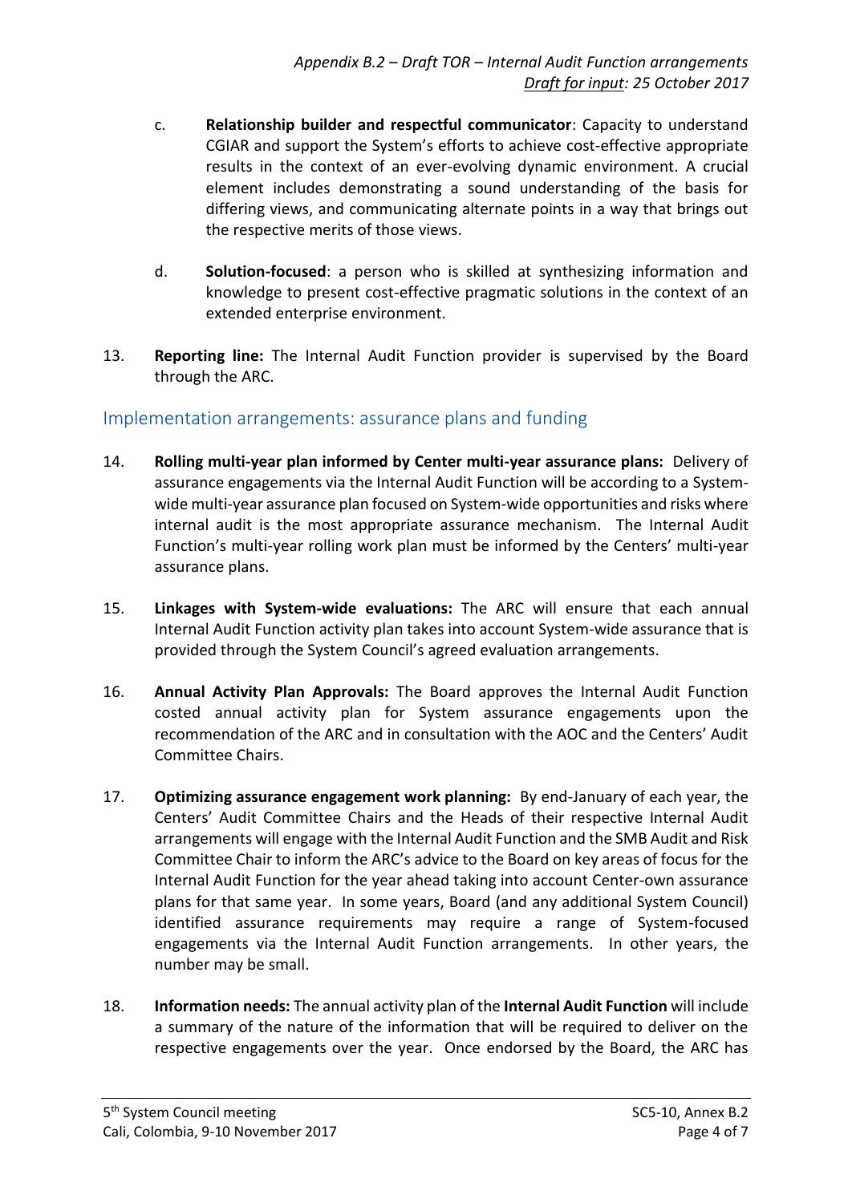c. **Relationship builder and respectful communicator**: Capacity to understand CGIAR and support the System's efforts to achieve cost-effective appropriate results in the context of an ever-evolving dynamic environment. A crucial element includes demonstrating a sound understanding of the basis for differing views, and communicating alternate points in a way that brings out the respective merits of those views.

d. **Solution-focused**: a person who is skilled at synthesizing information and knowledge to present cost-effective pragmatic solutions in the context of an extended enterprise environment.

13. **Reporting line:** The Internal Audit Function provider is supervised by the Board through the ARC.

## Implementation arrangements: assurance plans and funding

14. **Rolling multi-year plan informed by Center multi-year assurance plans:** Delivery of assurance engagements via the Internal Audit Function will be according to a System-wide multi-year assurance plan focused on System-wide opportunities and risks where internal audit is the most appropriate assurance mechanism. The Internal Audit Function's multi-year rolling work plan must be informed by the Centers' multi-year assurance plans.

15. **Linkages with System-wide evaluations:** The ARC will ensure that each annual Internal Audit Function activity plan takes into account System-wide assurance that is provided through the System Council's agreed evaluation arrangements.

16. **Annual Activity Plan Approvals:** The Board approves the Internal Audit Function costed annual activity plan for System assurance engagements upon the recommendation of the ARC and in consultation with the AOC and the Centers' Audit Committee Chairs.

17. **Optimizing assurance engagement work planning:** By end-January of each year, the Centers' Audit Committee Chairs and the Heads of their respective Internal Audit arrangements will engage with the Internal Audit Function and the SMB Audit and Risk Committee Chair to inform the ARC's advice to the Board on key areas of focus for the Internal Audit Function for the year ahead taking into account Center-own assurance plans for that same year. In some years, Board (and any additional System Council) identified assurance requirements may require a range of System-focused engagements via the Internal Audit Function arrangements. In other years, the number may be small.

18. **Information needs:** The annual activity plan of the **Internal Audit Function** will include a summary of the nature of the information that will be required to deliver on the respective engagements over the year. Once endorsed by the Board, the ARC has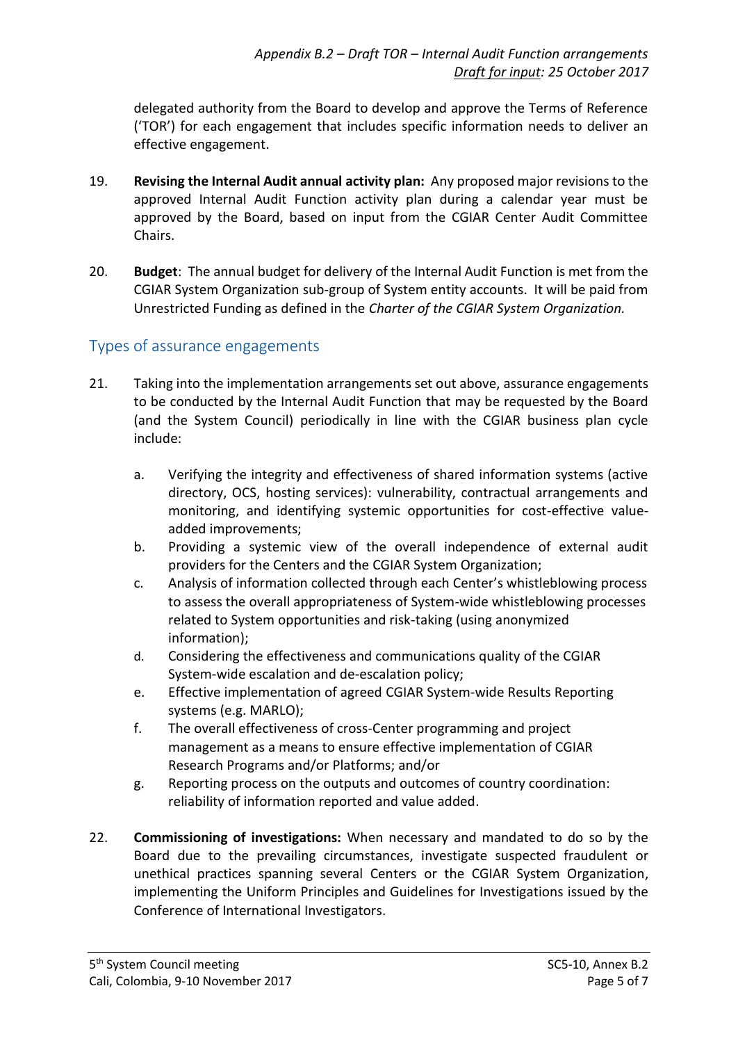delegated authority from the Board to develop and approve the Terms of Reference ('TOR') for each engagement that includes specific information needs to deliver an effective engagement.

19. **Revising the Internal Audit annual activity plan:** Any proposed major revisions to the approved Internal Audit Function activity plan during a calendar year must be approved by the Board, based on input from the CGIAR Center Audit Committee Chairs.

20. **Budget**: The annual budget for delivery of the Internal Audit Function is met from the CGIAR System Organization sub-group of System entity accounts. It will be paid from Unrestricted Funding as defined in the *Charter of the CGIAR System Organization.*

## Types of assurance engagements

21. Taking into the implementation arrangements set out above, assurance engagements to be conducted by the Internal Audit Function that may be requested by the Board (and the System Council) periodically in line with the CGIAR business plan cycle include:

    a. Verifying the integrity and effectiveness of shared information systems (active directory, OCS, hosting services): vulnerability, contractual arrangements and monitoring, and identifying systemic opportunities for cost-effective value-added improvements;
    b. Providing a systemic view of the overall independence of external audit providers for the Centers and the CGIAR System Organization;
    c. Analysis of information collected through each Center's whistleblowing process to assess the overall appropriateness of System-wide whistleblowing processes related to System opportunities and risk-taking (using anonymized information);
    d. Considering the effectiveness and communications quality of the CGIAR System-wide escalation and de-escalation policy;
    e. Effective implementation of agreed CGIAR System-wide Results Reporting systems (e.g. MARLO);
    f. The overall effectiveness of cross-Center programming and project management as a means to ensure effective implementation of CGIAR Research Programs and/or Platforms; and/or
    g. Reporting process on the outputs and outcomes of country coordination: reliability of information reported and value added.

22. **Commissioning of investigations:** When necessary and mandated to do so by the Board due to the prevailing circumstances, investigate suspected fraudulent or unethical practices spanning several Centers or the CGIAR System Organization, implementing the Uniform Principles and Guidelines for Investigations issued by the Conference of International Investigators.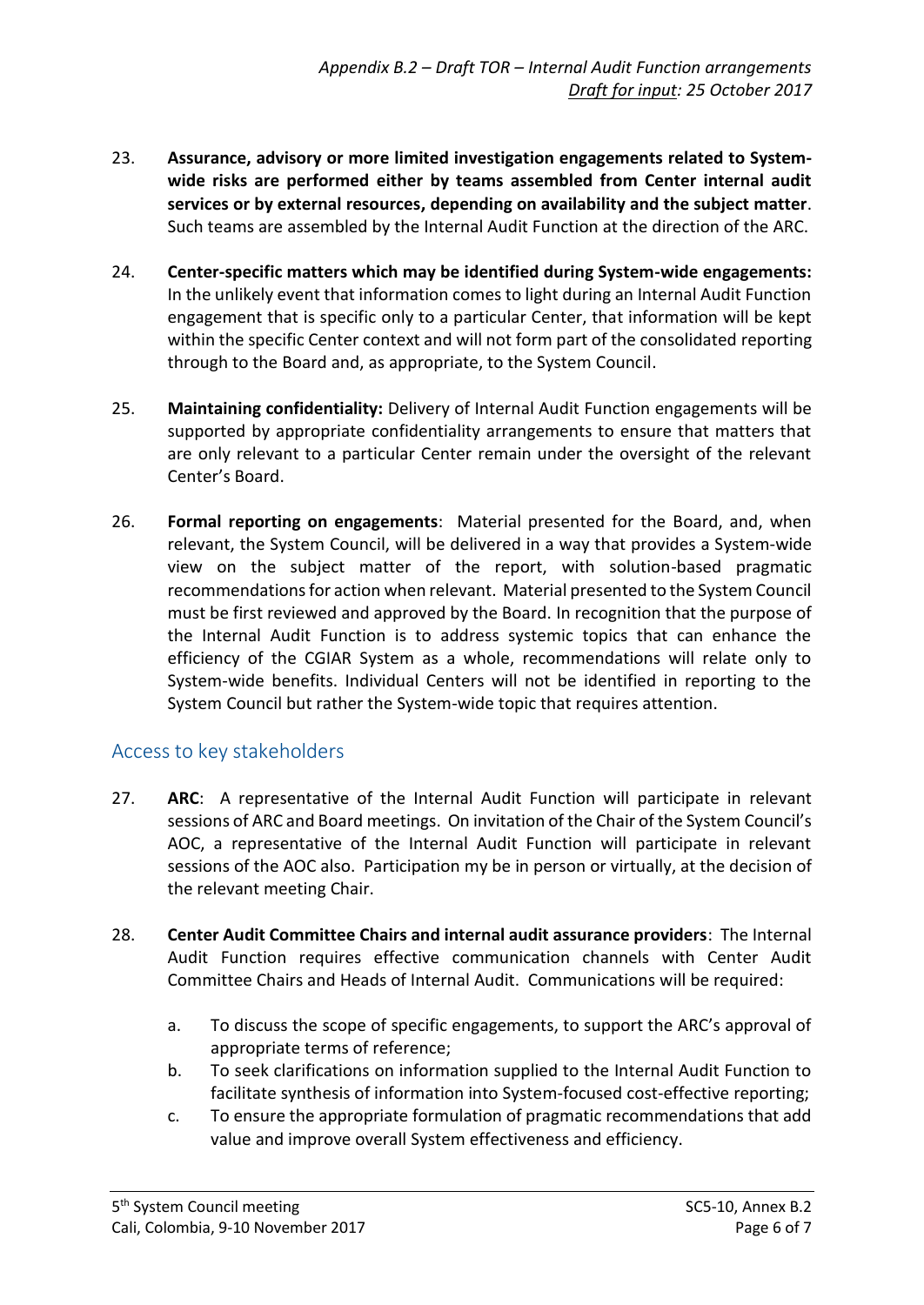23. **Assurance, advisory or more limited investigation engagements related to System-wide risks are performed either by teams assembled from Center internal audit services or by external resources, depending on availability and the subject matter**. Such teams are assembled by the Internal Audit Function at the direction of the ARC.

24. **Center-specific matters which may be identified during System-wide engagements:** In the unlikely event that information comes to light during an Internal Audit Function engagement that is specific only to a particular Center, that information will be kept within the specific Center context and will not form part of the consolidated reporting through to the Board and, as appropriate, to the System Council.

25. **Maintaining confidentiality:** Delivery of Internal Audit Function engagements will be supported by appropriate confidentiality arrangements to ensure that matters that are only relevant to a particular Center remain under the oversight of the relevant Center's Board.

26. **Formal reporting on engagements**: Material presented for the Board, and, when relevant, the System Council, will be delivered in a way that provides a System-wide view on the subject matter of the report, with solution-based pragmatic recommendations for action when relevant. Material presented to the System Council must be first reviewed and approved by the Board. In recognition that the purpose of the Internal Audit Function is to address systemic topics that can enhance the efficiency of the CGIAR System as a whole, recommendations will relate only to System-wide benefits. Individual Centers will not be identified in reporting to the System Council but rather the System-wide topic that requires attention.

## Access to key stakeholders

27. **ARC**: A representative of the Internal Audit Function will participate in relevant sessions of ARC and Board meetings. On invitation of the Chair of the System Council's AOC, a representative of the Internal Audit Function will participate in relevant sessions of the AOC also. Participation my be in person or virtually, at the decision of the relevant meeting Chair.

28. **Center Audit Committee Chairs and internal audit assurance providers**: The Internal Audit Function requires effective communication channels with Center Audit Committee Chairs and Heads of Internal Audit. Communications will be required:

    a. To discuss the scope of specific engagements, to support the ARC's approval of appropriate terms of reference;
    b. To seek clarifications on information supplied to the Internal Audit Function to facilitate synthesis of information into System-focused cost-effective reporting;
    c. To ensure the appropriate formulation of pragmatic recommendations that add value and improve overall System effectiveness and efficiency.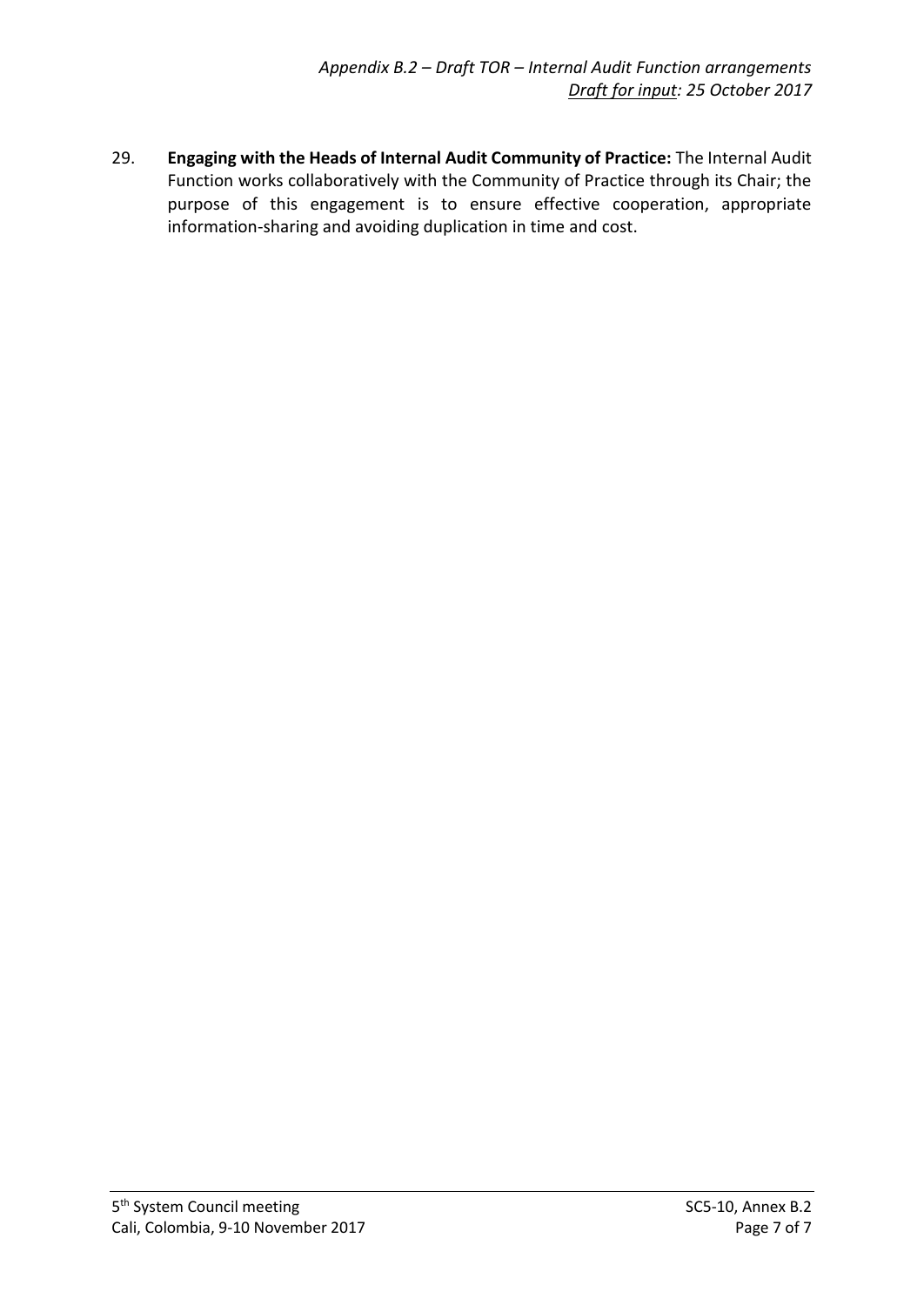29. **Engaging with the Heads of Internal Audit Community of Practice:** The Internal Audit Function works collaboratively with the Community of Practice through its Chair; the purpose of this engagement is to ensure effective cooperation, appropriate information-sharing and avoiding duplication in time and cost.